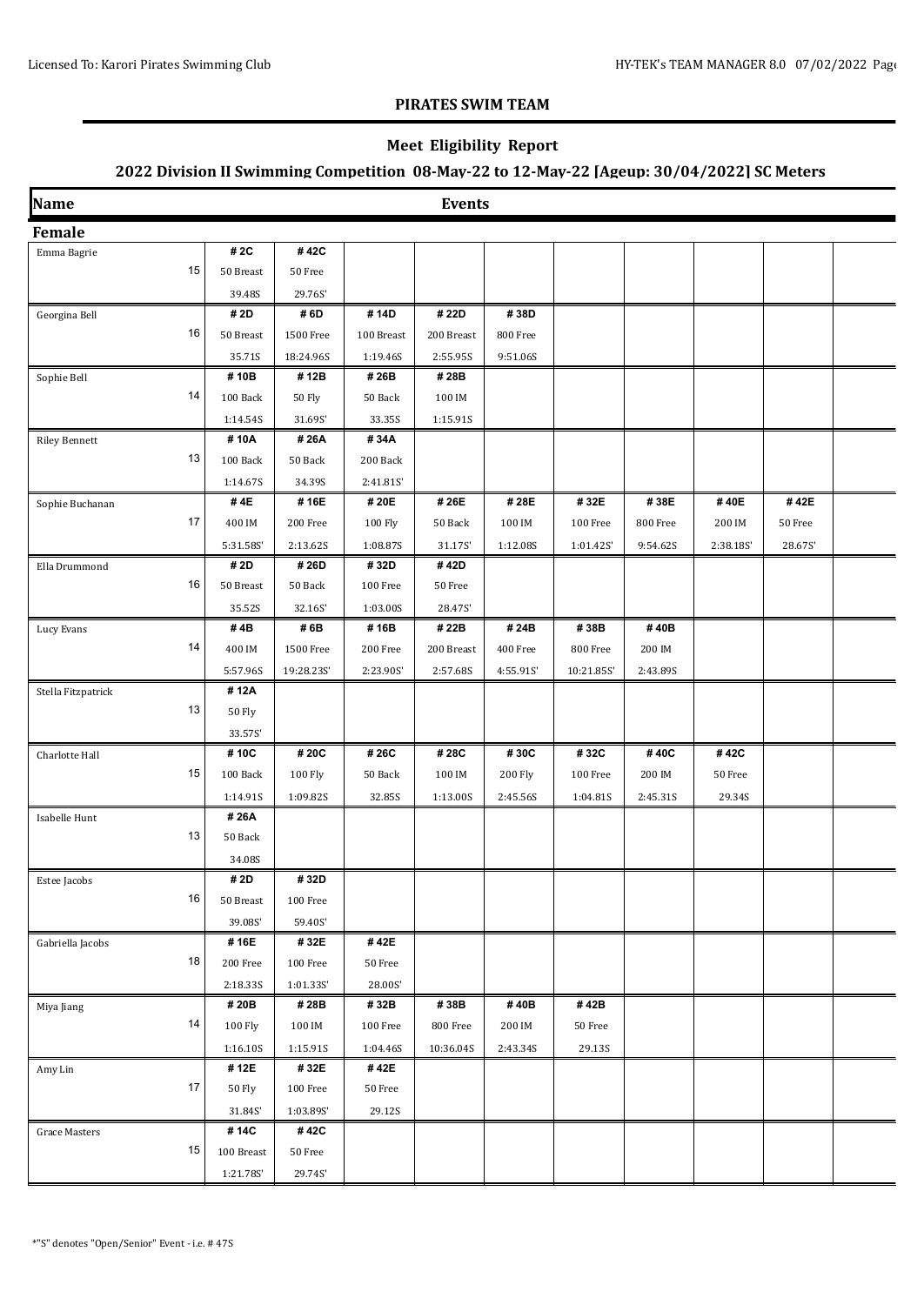## PIRATES SWIM TEAM

### Meet Eligibility Report

### 2022 Division II Swimming Competition 08-May-22 to 12-May-22 [Ageup: 30/04/2022] SC Meters

| Name | Events | | | | | | | | |
|---|---|---|---|---|---|---|---|---|---|
| **Female** | | | | | | | | | |
| Emma Bagrie 15 | # 2C<br>50 Breast<br>39.48S | # 42C<br>50 Free<br>29.76S' | | | | | | | |
| Georgina Bell 16 | # 2D<br>50 Breast<br>35.71S | # 6D<br>1500 Free<br>18:24.96S | # 14D<br>100 Breast<br>1:19.46S | # 22D<br>200 Breast<br>2:55.95S | # 38D<br>800 Free<br>9:51.06S | | | | |
| Sophie Bell 14 | # 10B<br>100 Back<br>1:14.54S | # 12B<br>50 Fly<br>31.69S' | # 26B<br>50 Back<br>33.35S | # 28B<br>100 IM<br>1:15.91S | | | | | |
| Riley Bennett 13 | # 10A<br>100 Back<br>1:14.67S | # 26A<br>50 Back<br>34.39S | # 34A<br>200 Back<br>2:41.81S' | | | | | | |
| Sophie Buchanan 17 | # 4E<br>400 IM<br>5:31.58S' | # 16E<br>200 Free<br>2:13.62S | # 20E<br>100 Fly<br>1:08.87S | # 26E<br>50 Back<br>31.17S' | # 28E<br>100 IM<br>1:12.08S | # 32E<br>100 Free<br>1:01.42S' | # 38E<br>800 Free<br>9:54.62S | # 40E<br>200 IM<br>2:38.18S' | # 42E<br>50 Free<br>28.67S' |
| Ella Drummond 16 | # 2D<br>50 Breast<br>35.52S | # 26D<br>50 Back<br>32.16S' | # 32D<br>100 Free<br>1:03.00S | # 42D<br>50 Free<br>28.47S' | | | | | |
| Lucy Evans 14 | # 4B<br>400 IM<br>5:57.96S | # 6B<br>1500 Free<br>19:28.23S' | # 16B<br>200 Free<br>2:23.90S' | # 22B<br>200 Breast<br>2:57.68S | # 24B<br>400 Free<br>4:55.91S' | # 38B<br>800 Free<br>10:21.85S' | # 40B<br>200 IM<br>2:43.89S | | |
| Stella Fitzpatrick 13 | # 12A<br>50 Fly<br>33.57S' | | | | | | | | |
| Charlotte Hall 15 | # 10C<br>100 Back<br>1:14.91S | # 20C<br>100 Fly<br>1:09.82S | # 26C<br>50 Back<br>32.85S | # 28C<br>100 IM<br>1:13.00S | # 30C<br>200 Fly<br>2:45.56S | # 32C<br>100 Free<br>1:04.81S | # 40C<br>200 IM<br>2:45.31S | # 42C<br>50 Free<br>29.34S | |
| Isabelle Hunt 13 | # 26A<br>50 Back<br>34.08S | | | | | | | | |
| Estee Jacobs 16 | # 2D<br>50 Breast<br>39.08S' | # 32D<br>100 Free<br>59.40S' | | | | | | | |
| Gabriella Jacobs 18 | # 16E<br>200 Free<br>2:18.33S | # 32E<br>100 Free<br>1:01.33S' | # 42E<br>50 Free<br>28.00S' | | | | | | |
| Miya Jiang 14 | # 20B<br>100 Fly<br>1:16.10S | # 28B<br>100 IM<br>1:15.91S | # 32B<br>100 Free<br>1:04.46S | # 38B<br>800 Free<br>10:36.04S | # 40B<br>200 IM<br>2:43.34S | # 42B<br>50 Free<br>29.13S | | | |
| Amy Lin 17 | # 12E<br>50 Fly<br>31.84S' | # 32E<br>100 Free<br>1:03.89S' | # 42E<br>50 Free<br>29.12S | | | | | | |
| Grace Masters 15 | # 14C<br>100 Breast<br>1:21.78S' | # 42C<br>50 Free<br>29.74S' | | | | | | | |

*"S" denotes "Open/Senior" Event - i.e. # 47S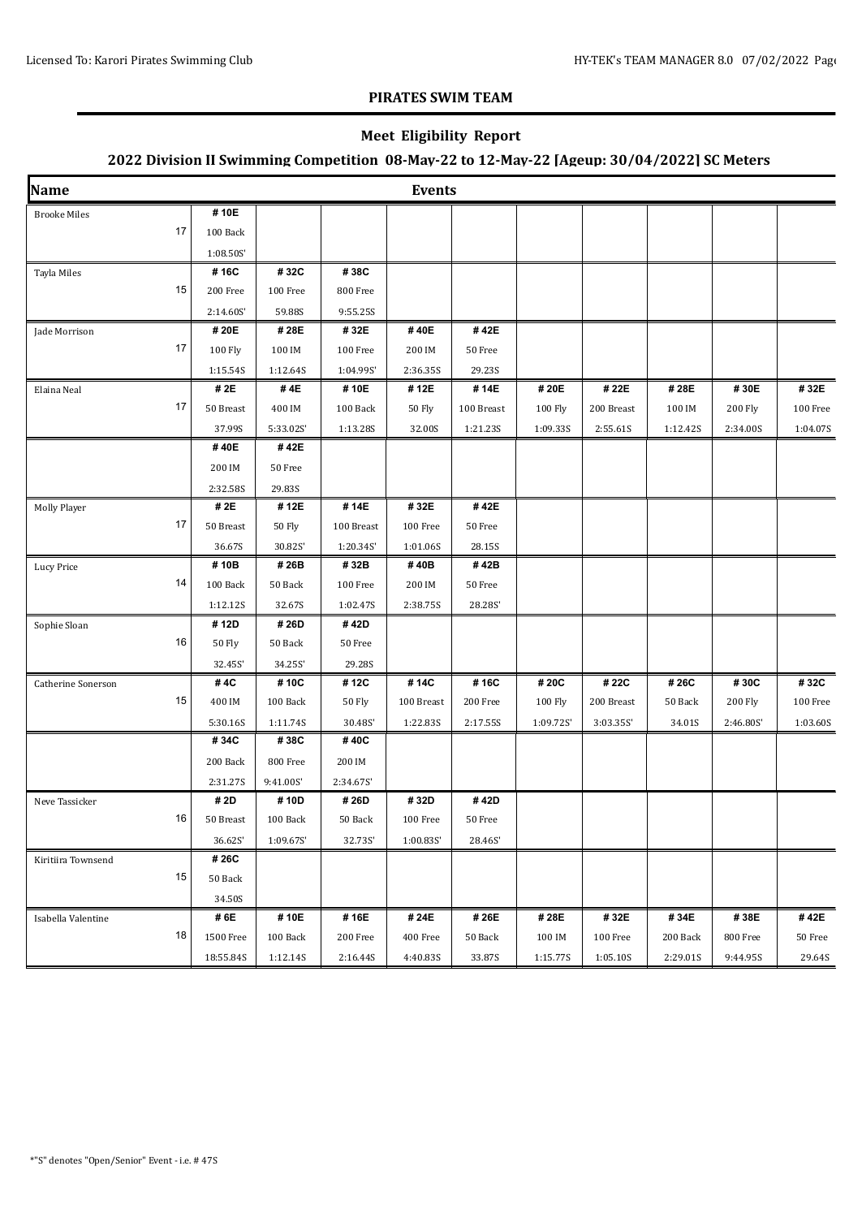Licensed To: Karori Pirates Swimming Club

HY-TEK's TEAM MANAGER 8.0 07/02/2022

**PIRATES SWIM TEAM**

**Meet Eligibility Report**

**2022 Division II Swimming Competition 08-May-22 to 12-May-22 [Ageup: 30/04/2022] SC Meters**

| Name | Events | | | | | | | | | |
|---|---|---|---|---|---|---|---|---|---|---|
| Brooke Miles 17 | # 10E<br>100 Back<br>1:08.50S' | | | | | | | | | |
| Tayla Miles 15 | # 16C<br>200 Free<br>2:14.60S' | # 32C<br>100 Free<br>59.88S | # 38C<br>800 Free<br>9:55.25S | | | | | | | |
| Jade Morrison 17 | # 20E<br>100 Fly<br>1:15.54S | # 28E<br>100 IM<br>1:12.64S | # 32E<br>100 Free<br>1:04.99S' | # 40E<br>200 IM<br>2:36.35S | # 42E<br>50 Free<br>29.23S | | | | | |
| Elaina Neal 17 | # 2E<br>50 Breast<br>37.99S | # 4E<br>400 IM<br>5:33.02S' | # 10E<br>100 Back<br>1:13.28S | # 12E<br>50 Fly<br>32.00S | # 14E<br>100 Breast<br>1:21.23S | # 20E<br>100 Fly<br>1:09.33S | # 22E<br>200 Breast<br>2:55.61S | # 28E<br>100 IM<br>1:12.42S | # 30E<br>200 Fly<br>2:34.00S | # 32E<br>100 Free<br>1:04.07S |
| | # 40E<br>200 IM<br>2:32.58S | # 42E<br>50 Free<br>29.83S | | | | | | | | |
| Molly Player 17 | # 2E<br>50 Breast<br>36.67S | # 12E<br>50 Fly<br>30.82S' | # 14E<br>100 Breast<br>1:20.34S' | # 32E<br>100 Free<br>1:01.06S | # 42E<br>50 Free<br>28.15S | | | | | |
| Lucy Price 14 | # 10B<br>100 Back<br>1:12.12S | # 26B<br>50 Back<br>32.67S | # 32B<br>100 Free<br>1:02.47S | # 40B<br>200 IM<br>2:38.75S | # 42B<br>50 Free<br>28.28S' | | | | | |
| Sophie Sloan 16 | # 12D<br>50 Fly<br>32.45S' | # 26D<br>50 Back<br>34.25S' | # 42D<br>50 Free<br>29.28S | | | | | | | |
| Catherine Sonerson 15 | # 4C<br>400 IM<br>5:30.16S | # 10C<br>100 Back<br>1:11.74S | # 12C<br>50 Fly<br>30.48S' | # 14C<br>100 Breast<br>1:22.83S | # 16C<br>200 Free<br>2:17.55S | # 20C<br>100 Fly<br>1:09.72S' | # 22C<br>200 Breast<br>3:03.35S' | # 26C<br>50 Back<br>34.01S | # 30C<br>200 Fly<br>2:46.80S' | # 32C<br>100 Free<br>1:03.60S |
| | # 34C<br>200 Back<br>2:31.27S | # 38C<br>800 Free<br>9:41.00S' | # 40C<br>200 IM<br>2:34.67S' | | | | | | | |
| Neve Tassicker 16 | # 2D<br>50 Breast<br>36.62S' | # 10D<br>100 Back<br>1:09.67S' | # 26D<br>50 Back<br>32.73S' | # 32D<br>100 Free<br>1:00.83S' | # 42D<br>50 Free<br>28.46S' | | | | | |
| Kiritiira Townsend 15 | # 26C<br>50 Back<br>34.50S | | | | | | | | | |
| Isabella Valentine 18 | # 6E<br>1500 Free<br>18:55.84S | # 10E<br>100 Back<br>1:12.14S | # 16E<br>200 Free<br>2:16.44S | # 24E<br>400 Free<br>4:40.83S | # 26E<br>50 Back<br>33.87S | # 28E<br>100 IM<br>1:15.77S | # 32E<br>100 Free<br>1:05.10S | # 34E<br>200 Back<br>2:29.01S | # 38E<br>800 Free<br>9:44.95S | # 42E<br>50 Free<br>29.64S |

*"S" denotes "Open/Senior" Event - i.e. # 47S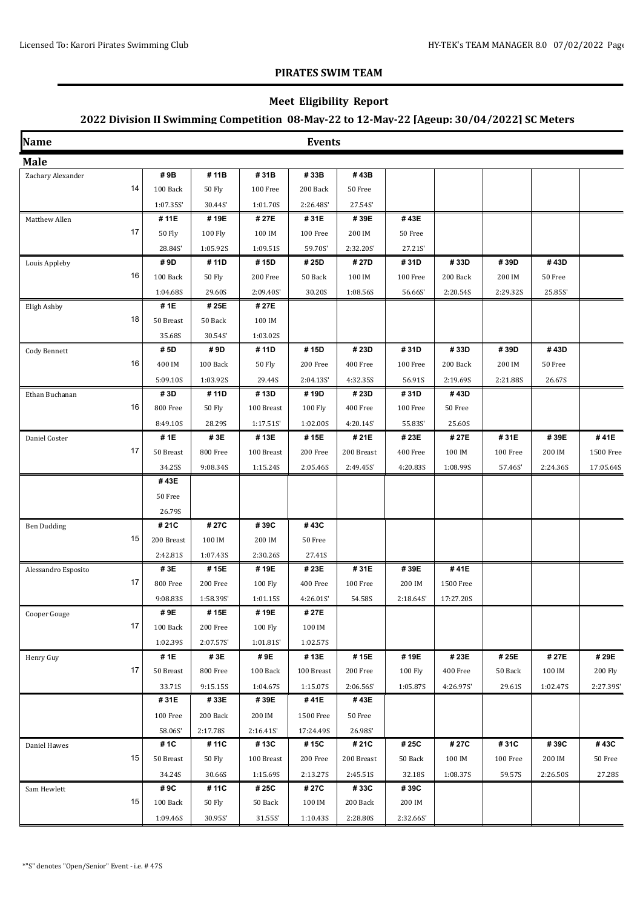## PIRATES SWIM TEAM

### Meet Eligibility Report

### 2022 Division II Swimming Competition 08-May-22 to 12-May-22 [Ageup: 30/04/2022] SC Meters

| Name | | Events | | | | | | | | | |
|---|---|---|---|---|---|---|---|---|---|---|---|
| **Male** | | | | | | | | | | | |
| Zachary Alexander | 14 | # 9B<br>100 Back<br>1:07.35S' | # 11B<br>50 Fly<br>30.44S' | # 31B<br>100 Free<br>1:01.70S | # 33B<br>200 Back<br>2:26.48S' | # 43B<br>50 Free<br>27.54S' | | | | | |
| Matthew Allen | 17 | # 11E<br>50 Fly<br>28.84S' | # 19E<br>100 Fly<br>1:05.92S | # 27E<br>100 IM<br>1:09.51S | # 31E<br>100 Free<br>59.70S' | # 39E<br>200 IM<br>2:32.20S' | # 43E<br>50 Free<br>27.21S' | | | | |
| Louis Appleby | 16 | # 9D<br>100 Back<br>1:04.68S | # 11D<br>50 Fly<br>29.60S | # 15D<br>200 Free<br>2:09.40S' | # 25D<br>50 Back<br>30.20S | # 27D<br>100 IM<br>1:08.56S | # 31D<br>100 Free<br>56.66S' | # 33D<br>200 Back<br>2:20.54S | # 39D<br>200 IM<br>2:29.32S | # 43D<br>50 Free<br>25.85S' | |
| Eligh Ashby | 18 | # 1E<br>50 Breast<br>35.68S | # 25E<br>50 Back<br>30.54S' | # 27E<br>100 IM<br>1:03.02S | | | | | | | |
| Cody Bennett | 16 | # 5D<br>400 IM<br>5:09.10S | # 9D<br>100 Back<br>1:03.92S | # 11D<br>50 Fly<br>29.44S | # 15D<br>200 Free<br>2:04.13S' | # 23D<br>400 Free<br>4:32.35S | # 31D<br>100 Free<br>56.91S | # 33D<br>200 Back<br>2:19.69S | # 39D<br>200 IM<br>2:21.88S | # 43D<br>50 Free<br>26.67S | |
| Ethan Buchanan | 16 | # 3D<br>800 Free<br>8:49.10S | # 11D<br>50 Fly<br>28.29S | # 13D<br>100 Breast<br>1:17.51S' | # 19D<br>100 Fly<br>1:02.00S | # 23D<br>400 Free<br>4:20.14S' | # 31D<br>100 Free<br>55.83S' | # 43D<br>50 Free<br>25.60S | | | |
| Daniel Coster | 17 | # 1E<br>50 Breast<br>34.25S | # 3E<br>800 Free<br>9:08.34S | # 13E<br>100 Breast<br>1:15.24S | # 15E<br>200 Free<br>2:05.46S | # 21E<br>200 Breast<br>2:49.45S' | # 23E<br>400 Free<br>4:20.83S | # 27E<br>100 IM<br>1:08.99S | # 31E<br>100 Free<br>57.46S' | # 39E<br>200 IM<br>2:24.36S | # 41E<br>1500 Free<br>17:05.64S |
| | | # 43E<br>50 Free<br>26.79S | | | | | | | | | |
| Ben Dudding | 15 | # 21C<br>200 Breast<br>2:42.81S | # 27C<br>100 IM<br>1:07.43S | # 39C<br>200 IM<br>2:30.26S | # 43C<br>50 Free<br>27.41S | | | | | | |
| Alessandro Esposito | 17 | # 3E<br>800 Free<br>9:08.83S | # 15E<br>200 Free<br>1:58.39S' | # 19E<br>100 Fly<br>1:01.15S | # 23E<br>400 Free<br>4:26.01S' | # 31E<br>100 Free<br>54.58S | # 39E<br>200 IM<br>2:18.64S' | # 41E<br>1500 Free<br>17:27.20S | | | |
| Cooper Gouge | 17 | # 9E<br>100 Back<br>1:02.39S | # 15E<br>200 Free<br>2:07.57S' | # 19E<br>100 Fly<br>1:01.81S' | # 27E<br>100 IM<br>1:02.57S | | | | | | |
| Henry Guy | 17 | # 1E<br>50 Breast<br>33.71S | # 3E<br>800 Free<br>9:15.15S | # 9E<br>100 Back<br>1:04.67S | # 13E<br>100 Breast<br>1:15.07S | # 15E<br>200 Free<br>2:06.56S' | # 19E<br>100 Fly<br>1:05.87S | # 23E<br>400 Free<br>4:26.97S' | # 25E<br>50 Back<br>29.61S | # 27E<br>100 IM<br>1:02.47S | # 29E<br>200 Fly<br>2:27.39S' |
| | | # 31E<br>100 Free<br>58.06S' | # 33E<br>200 Back<br>2:17.78S | # 39E<br>200 IM<br>2:16.41S' | # 41E<br>1500 Free<br>17:24.49S | # 43E<br>50 Free<br>26.98S' | | | | | |
| Daniel Hawes | 15 | # 1C<br>50 Breast<br>34.24S | # 11C<br>50 Fly<br>30.66S | # 13C<br>100 Breast<br>1:15.69S | # 15C<br>200 Free<br>2:13.27S | # 21C<br>200 Breast<br>2:45.51S | # 25C<br>50 Back<br>32.18S | # 27C<br>100 IM<br>1:08.37S | # 31C<br>100 Free<br>59.57S | # 39C<br>200 IM<br>2:26.50S | # 43C<br>50 Free<br>27.28S |
| Sam Hewlett | 15 | # 9C<br>100 Back<br>1:09.46S | # 11C<br>50 Fly<br>30.95S' | # 25C<br>50 Back<br>31.55S' | # 27C<br>100 IM<br>1:10.43S | # 33C<br>200 Back<br>2:28.80S | # 39C<br>200 IM<br>2:32.66S' | | | | |

*"S" denotes "Open/Senior" Event - i.e. # 47S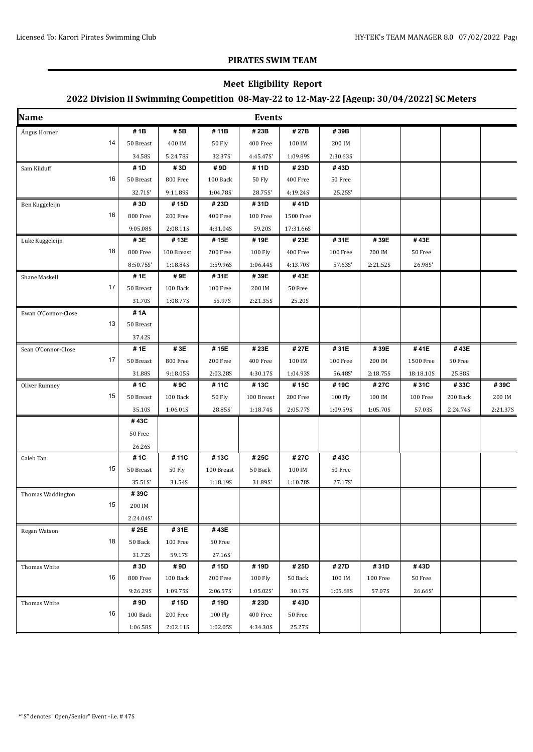## PIRATES SWIM TEAM

### Meet Eligibility Report

### 2022 Division II Swimming Competition 08-May-22 to 12-May-22 [Ageup: 30/04/2022] SC Meters

| Name | | Events | | | | | | | | | |
|---|---|---|---|---|---|---|---|---|---|---|---|
| Àngus Horner | | # 1B | # 5B | # 11B | # 23B | # 27B | # 39B | | | | |
| | 14 | 50 Breast | 400 IM | 50 Fly | 400 Free | 100 IM | 200 IM | | | | |
| | | 34.58S | 5:24.78S' | 32.37S' | 4:45.47S' | 1:09.89S | 2:30.63S' | | | | |
| Sam Kilduff | | # 1D | # 3D | # 9D | # 11D | # 23D | # 43D | | | | |
| | 16 | 50 Breast | 800 Free | 100 Back | 50 Fly | 400 Free | 50 Free | | | | |
| | | 32.71S' | 9:11.89S' | 1:04.78S' | 28.75S' | 4:19.24S' | 25.25S' | | | | |
| Ben Kuggeleijn | | # 3D | # 15D | # 23D | # 31D | # 41D | | | | | |
| | 16 | 800 Free | 200 Free | 400 Free | 100 Free | 1500 Free | | | | | |
| | | 9:05.08S | 2:08.11S | 4:31.04S | 59.20S | 17:31.66S | | | | | |
| Luke Kuggeleijn | | # 3E | # 13E | # 15E | # 19E | # 23E | # 31E | # 39E | # 43E | | |
| | 18 | 800 Free | 100 Breast | 200 Free | 100 Fly | 400 Free | 100 Free | 200 IM | 50 Free | | |
| | | 8:50.75S' | 1:18.84S | 1:59.96S | 1:06.44S | 4:13.70S' | 57.63S' | 2:21.52S | 26.98S' | | |
| Shane Maskell | | # 1E | # 9E | # 31E | # 39E | # 43E | | | | | |
| | 17 | 50 Breast | 100 Back | 100 Free | 200 IM | 50 Free | | | | | |
| | | 31.70S | 1:08.77S | 55.97S | 2:21.35S | 25.20S | | | | | |
| Ewan O'Connor-Close | | # 1A | | | | | | | | | |
| | 13 | 50 Breast | | | | | | | | | |
| | | 37.42S | | | | | | | | | |
| Sean O'Connor-Close | | # 1E | # 3E | # 15E | # 23E | # 27E | # 31E | # 39E | # 41E | # 43E | |
| | 17 | 50 Breast | 800 Free | 200 Free | 400 Free | 100 IM | 100 Free | 200 IM | 1500 Free | 50 Free | |
| | | 31.88S | 9:18.05S | 2:03.28S | 4:30.17S | 1:04.93S | 56.48S' | 2:18.75S | 18:18.10S | 25.88S' | |
| Oliver Rumney | | # 1C | # 9C | # 11C | # 13C | # 15C | # 19C | # 27C | # 31C | # 33C | # 39C |
| | 15 | 50 Breast | 100 Back | 50 Fly | 100 Breast | 200 Free | 100 Fly | 100 IM | 100 Free | 200 Back | 200 IM |
| | | 35.10S | 1:06.01S' | 28.85S' | 1:18.74S | 2:05.77S | 1:09.59S' | 1:05.70S | 57.03S | 2:24.74S' | 2:21.37S |
| | | # 43C | | | | | | | | | |
| | | 50 Free | | | | | | | | | |
| | | 26.26S | | | | | | | | | |
| Caleb Tan | | # 1C | # 11C | # 13C | # 25C | # 27C | # 43C | | | | |
| | 15 | 50 Breast | 50 Fly | 100 Breast | 50 Back | 100 IM | 50 Free | | | | |
| | | 35.51S' | 31.54S | 1:18.19S | 31.89S' | 1:10.78S | 27.17S' | | | | |
| Thomas Waddington | | # 39C | | | | | | | | | |
| | 15 | 200 IM | | | | | | | | | |
| | | 2:24.04S' | | | | | | | | | |
| Regan Watson | | # 25E | # 31E | # 43E | | | | | | | |
| | 18 | 50 Back | 100 Free | 50 Free | | | | | | | |
| | | 31.72S | 59.17S | 27.16S' | | | | | | | |
| Thomas White | | # 3D | # 9D | # 15D | # 19D | # 25D | # 27D | # 31D | # 43D | | |
| | 16 | 800 Free | 100 Back | 200 Free | 100 Fly | 50 Back | 100 IM | 100 Free | 50 Free | | |
| | | 9:26.29S | 1:09.75S' | 2:06.57S' | 1:05.02S' | 30.17S' | 1:05.68S | 57.07S | 26.66S' | | |
| Thomas White | | # 9D | # 15D | # 19D | # 23D | # 43D | | | | | |
| | 16 | 100 Back | 200 Free | 100 Fly | 400 Free | 50 Free | | | | | |
| | | 1:06.58S | 2:02.11S | 1:02.05S | 4:34.30S | 25.27S' | | | | | |

*"S" denotes "Open/Senior" Event - i.e. # 47S